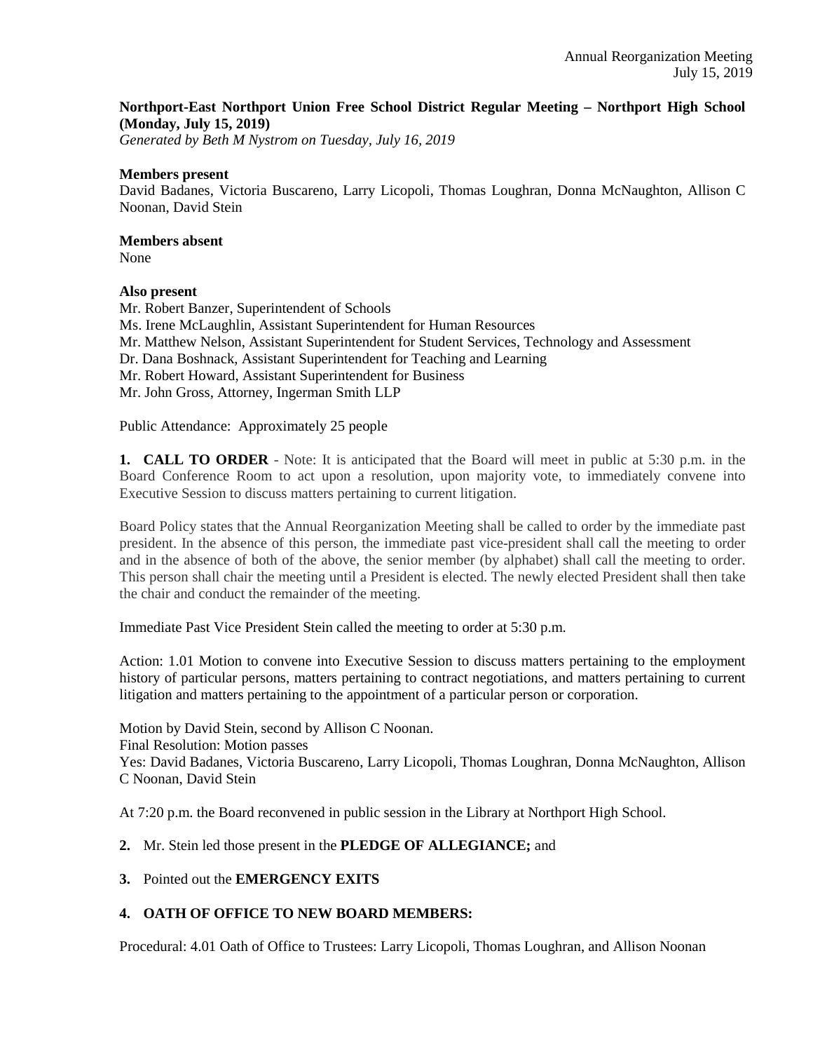**Northport-East Northport Union Free School District Regular Meeting – Northport High School (Monday, July 15, 2019)**
*Generated by Beth M Nystrom on Tuesday, July 16, 2019*

**Members present**
David Badanes, Victoria Buscareno, Larry Licopoli, Thomas Loughran, Donna McNaughton, Allison C Noonan, David Stein

**Members absent**
None

**Also present**
Mr. Robert Banzer, Superintendent of Schools
Ms. Irene McLaughlin, Assistant Superintendent for Human Resources
Mr. Matthew Nelson, Assistant Superintendent for Student Services, Technology and Assessment
Dr. Dana Boshnack, Assistant Superintendent for Teaching and Learning
Mr. Robert Howard, Assistant Superintendent for Business
Mr. John Gross, Attorney, Ingerman Smith LLP

Public Attendance: Approximately 25 people

**1. CALL TO ORDER** - Note: It is anticipated that the Board will meet in public at 5:30 p.m. in the Board Conference Room to act upon a resolution, upon majority vote, to immediately convene into Executive Session to discuss matters pertaining to current litigation.

Board Policy states that the Annual Reorganization Meeting shall be called to order by the immediate past president. In the absence of this person, the immediate past vice-president shall call the meeting to order and in the absence of both of the above, the senior member (by alphabet) shall call the meeting to order. This person shall chair the meeting until a President is elected. The newly elected President shall then take the chair and conduct the remainder of the meeting.

Immediate Past Vice President Stein called the meeting to order at 5:30 p.m.

Action: 1.01 Motion to convene into Executive Session to discuss matters pertaining to the employment history of particular persons, matters pertaining to contract negotiations, and matters pertaining to current litigation and matters pertaining to the appointment of a particular person or corporation.

Motion by David Stein, second by Allison C Noonan.
Final Resolution: Motion passes
Yes: David Badanes, Victoria Buscareno, Larry Licopoli, Thomas Loughran, Donna McNaughton, Allison C Noonan, David Stein

At 7:20 p.m. the Board reconvened in public session in the Library at Northport High School.

**2.** Mr. Stein led those present in the **PLEDGE OF ALLEGIANCE;** and

**3.** Pointed out the **EMERGENCY EXITS**

**4. OATH OF OFFICE TO NEW BOARD MEMBERS:**

Procedural: 4.01 Oath of Office to Trustees: Larry Licopoli, Thomas Loughran, and Allison Noonan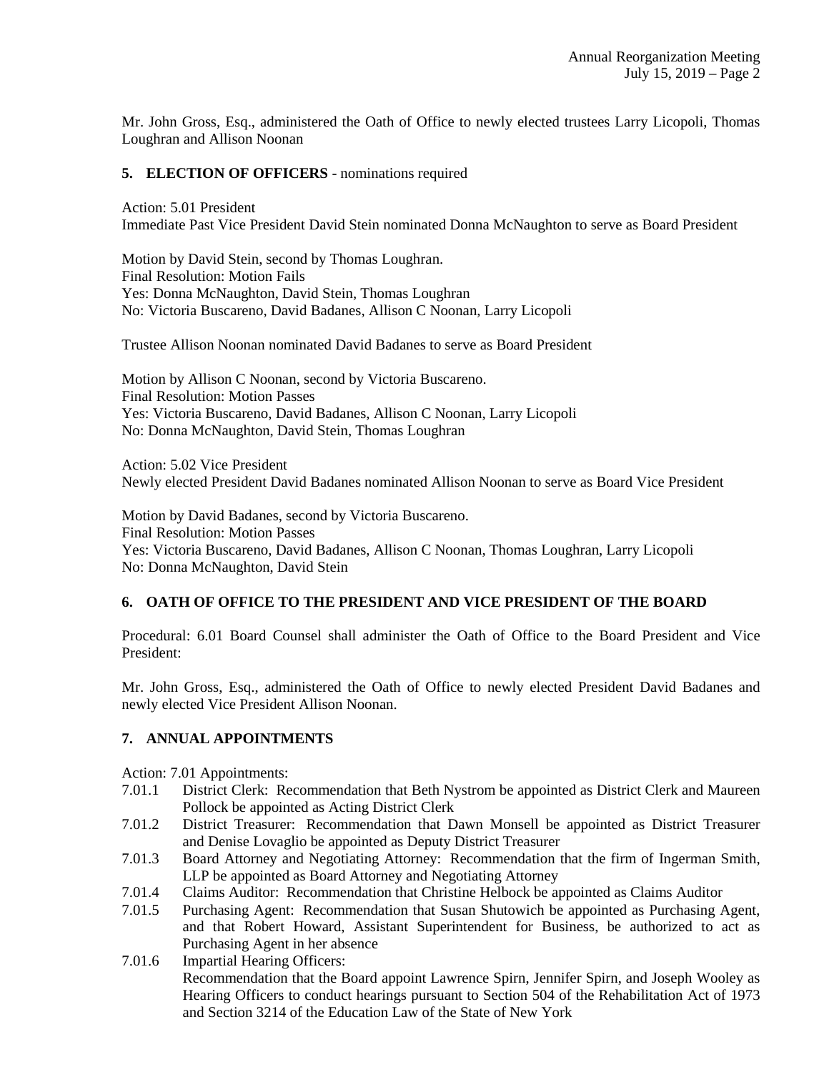Mr. John Gross, Esq., administered the Oath of Office to newly elected trustees Larry Licopoli, Thomas Loughran and Allison Noonan

## 5. ELECTION OF OFFICERS - nominations required

Action: 5.01 President
Immediate Past Vice President David Stein nominated Donna McNaughton to serve as Board President

Motion by David Stein, second by Thomas Loughran.
Final Resolution: Motion Fails
Yes: Donna McNaughton, David Stein, Thomas Loughran
No: Victoria Buscareno, David Badanes, Allison C Noonan, Larry Licopoli

Trustee Allison Noonan nominated David Badanes to serve as Board President

Motion by Allison C Noonan, second by Victoria Buscareno.
Final Resolution: Motion Passes
Yes: Victoria Buscareno, David Badanes, Allison C Noonan, Larry Licopoli
No: Donna McNaughton, David Stein, Thomas Loughran

Action: 5.02 Vice President
Newly elected President David Badanes nominated Allison Noonan to serve as Board Vice President

Motion by David Badanes, second by Victoria Buscareno.
Final Resolution: Motion Passes
Yes: Victoria Buscareno, David Badanes, Allison C Noonan, Thomas Loughran, Larry Licopoli
No: Donna McNaughton, David Stein

## 6. OATH OF OFFICE TO THE PRESIDENT AND VICE PRESIDENT OF THE BOARD

Procedural: 6.01 Board Counsel shall administer the Oath of Office to the Board President and Vice President:

Mr. John Gross, Esq., administered the Oath of Office to newly elected President David Badanes and newly elected Vice President Allison Noonan.

## 7. ANNUAL APPOINTMENTS

Action: 7.01 Appointments:

- 7.01.1 District Clerk: Recommendation that Beth Nystrom be appointed as District Clerk and Maureen Pollock be appointed as Acting District Clerk
- 7.01.2 District Treasurer: Recommendation that Dawn Monsell be appointed as District Treasurer and Denise Lovaglio be appointed as Deputy District Treasurer
- 7.01.3 Board Attorney and Negotiating Attorney: Recommendation that the firm of Ingerman Smith, LLP be appointed as Board Attorney and Negotiating Attorney
- 7.01.4 Claims Auditor: Recommendation that Christine Helbock be appointed as Claims Auditor
- 7.01.5 Purchasing Agent: Recommendation that Susan Shutowich be appointed as Purchasing Agent, and that Robert Howard, Assistant Superintendent for Business, be authorized to act as Purchasing Agent in her absence
- 7.01.6 Impartial Hearing Officers:
  Recommendation that the Board appoint Lawrence Spirn, Jennifer Spirn, and Joseph Wooley as Hearing Officers to conduct hearings pursuant to Section 504 of the Rehabilitation Act of 1973 and Section 3214 of the Education Law of the State of New York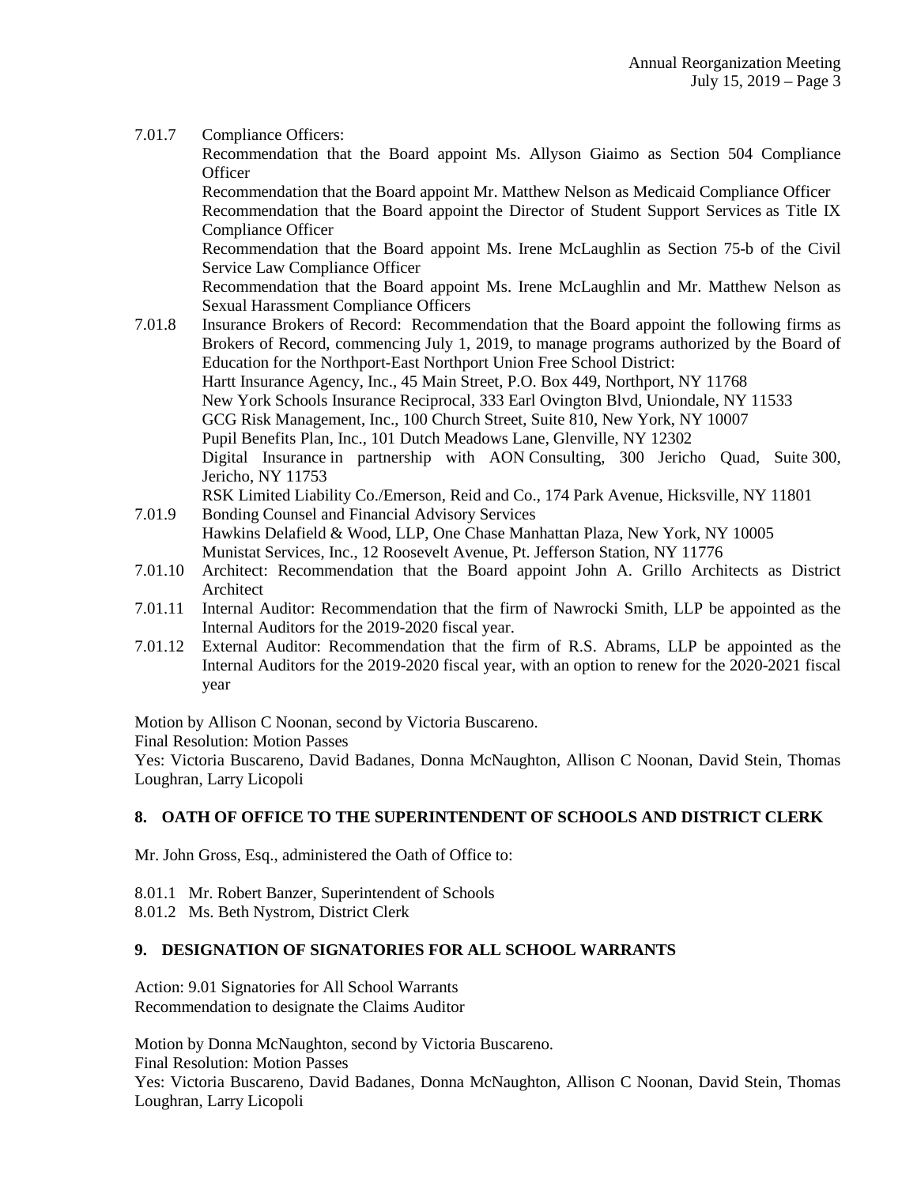7.01.7 Compliance Officers:
Recommendation that the Board appoint Ms. Allyson Giaimo as Section 504 Compliance Officer
Recommendation that the Board appoint Mr. Matthew Nelson as Medicaid Compliance Officer
Recommendation that the Board appoint the Director of Student Support Services as Title IX Compliance Officer
Recommendation that the Board appoint Ms. Irene McLaughlin as Section 75-b of the Civil Service Law Compliance Officer
Recommendation that the Board appoint Ms. Irene McLaughlin and Mr. Matthew Nelson as Sexual Harassment Compliance Officers

7.01.8 Insurance Brokers of Record: Recommendation that the Board appoint the following firms as Brokers of Record, commencing July 1, 2019, to manage programs authorized by the Board of Education for the Northport-East Northport Union Free School District:
Hartt Insurance Agency, Inc., 45 Main Street, P.O. Box 449, Northport, NY 11768
New York Schools Insurance Reciprocal, 333 Earl Ovington Blvd, Uniondale, NY 11533
GCG Risk Management, Inc., 100 Church Street, Suite 810, New York, NY 10007
Pupil Benefits Plan, Inc., 101 Dutch Meadows Lane, Glenville, NY 12302
Digital Insurance in partnership with AON Consulting, 300 Jericho Quad, Suite 300, Jericho, NY 11753
RSK Limited Liability Co./Emerson, Reid and Co., 174 Park Avenue, Hicksville, NY 11801

7.01.9 Bonding Counsel and Financial Advisory Services
Hawkins Delafield & Wood, LLP, One Chase Manhattan Plaza, New York, NY 10005
Munistat Services, Inc., 12 Roosevelt Avenue, Pt. Jefferson Station, NY 11776

7.01.10 Architect: Recommendation that the Board appoint John A. Grillo Architects as District Architect

7.01.11 Internal Auditor: Recommendation that the firm of Nawrocki Smith, LLP be appointed as the Internal Auditors for the 2019-2020 fiscal year.

7.01.12 External Auditor: Recommendation that the firm of R.S. Abrams, LLP be appointed as the Internal Auditors for the 2019-2020 fiscal year, with an option to renew for the 2020-2021 fiscal year

Motion by Allison C Noonan, second by Victoria Buscareno.
Final Resolution: Motion Passes
Yes: Victoria Buscareno, David Badanes, Donna McNaughton, Allison C Noonan, David Stein, Thomas Loughran, Larry Licopoli

## 8. OATH OF OFFICE TO THE SUPERINTENDENT OF SCHOOLS AND DISTRICT CLERK

Mr. John Gross, Esq., administered the Oath of Office to:

8.01.1 Mr. Robert Banzer, Superintendent of Schools
8.01.2 Ms. Beth Nystrom, District Clerk

## 9. DESIGNATION OF SIGNATORIES FOR ALL SCHOOL WARRANTS

Action: 9.01 Signatories for All School Warrants
Recommendation to designate the Claims Auditor

Motion by Donna McNaughton, second by Victoria Buscareno.
Final Resolution: Motion Passes
Yes: Victoria Buscareno, David Badanes, Donna McNaughton, Allison C Noonan, David Stein, Thomas Loughran, Larry Licopoli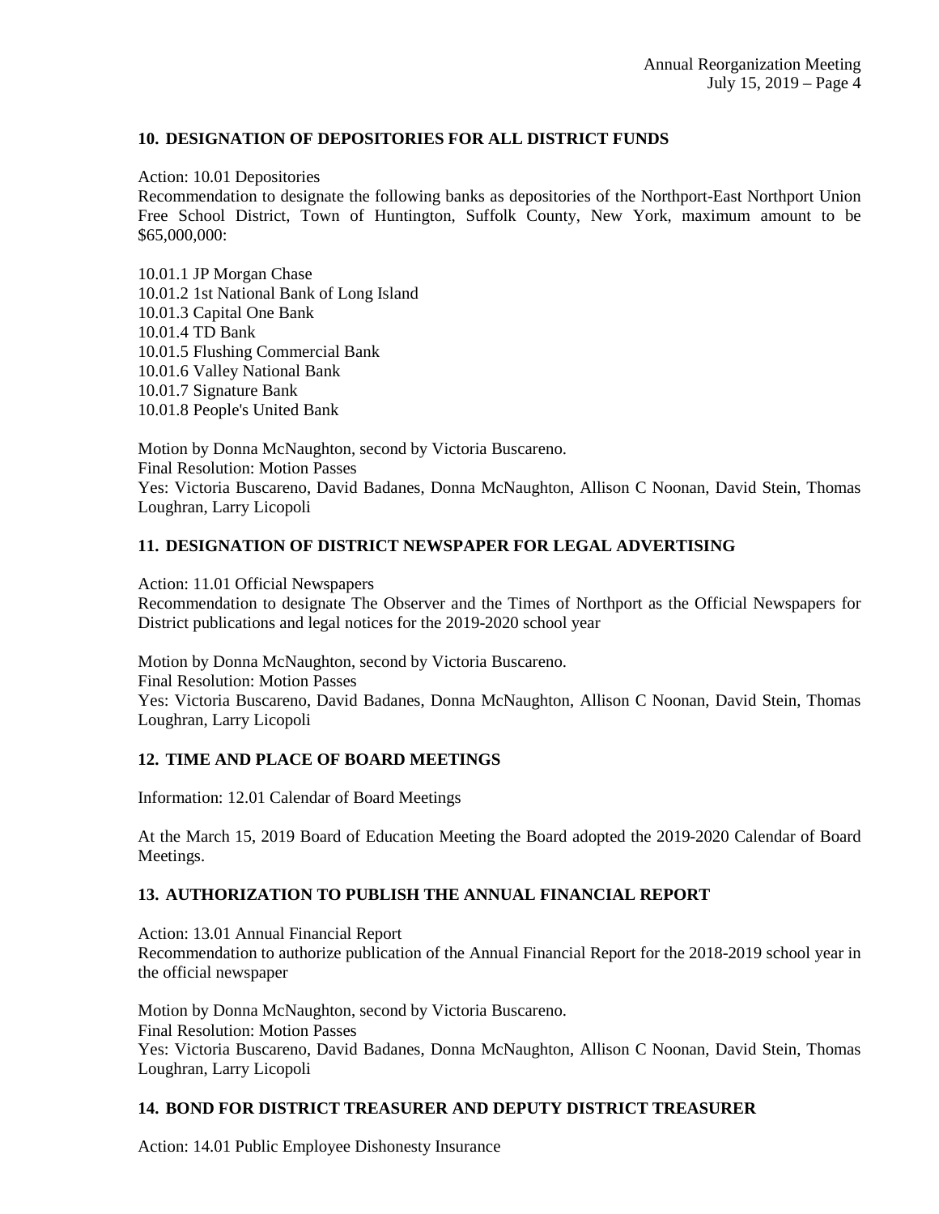## 10. DESIGNATION OF DEPOSITORIES FOR ALL DISTRICT FUNDS

Action: 10.01 Depositories

Recommendation to designate the following banks as depositories of the Northport-East Northport Union Free School District, Town of Huntington, Suffolk County, New York, maximum amount to be $65,000,000:

10.01.1 JP Morgan Chase
10.01.2 1st National Bank of Long Island
10.01.3 Capital One Bank
10.01.4 TD Bank
10.01.5 Flushing Commercial Bank
10.01.6 Valley National Bank
10.01.7 Signature Bank
10.01.8 People's United Bank

Motion by Donna McNaughton, second by Victoria Buscareno.
Final Resolution: Motion Passes
Yes: Victoria Buscareno, David Badanes, Donna McNaughton, Allison C Noonan, David Stein, Thomas Loughran, Larry Licopoli

## 11. DESIGNATION OF DISTRICT NEWSPAPER FOR LEGAL ADVERTISING

Action: 11.01 Official Newspapers

Recommendation to designate The Observer and the Times of Northport as the Official Newspapers for District publications and legal notices for the 2019-2020 school year

Motion by Donna McNaughton, second by Victoria Buscareno.
Final Resolution: Motion Passes
Yes: Victoria Buscareno, David Badanes, Donna McNaughton, Allison C Noonan, David Stein, Thomas Loughran, Larry Licopoli

## 12. TIME AND PLACE OF BOARD MEETINGS

Information: 12.01 Calendar of Board Meetings

At the March 15, 2019 Board of Education Meeting the Board adopted the 2019-2020 Calendar of Board Meetings.

## 13. AUTHORIZATION TO PUBLISH THE ANNUAL FINANCIAL REPORT

Action: 13.01 Annual Financial Report

Recommendation to authorize publication of the Annual Financial Report for the 2018-2019 school year in the official newspaper

Motion by Donna McNaughton, second by Victoria Buscareno.
Final Resolution: Motion Passes
Yes: Victoria Buscareno, David Badanes, Donna McNaughton, Allison C Noonan, David Stein, Thomas Loughran, Larry Licopoli

## 14. BOND FOR DISTRICT TREASURER AND DEPUTY DISTRICT TREASURER

Action: 14.01 Public Employee Dishonesty Insurance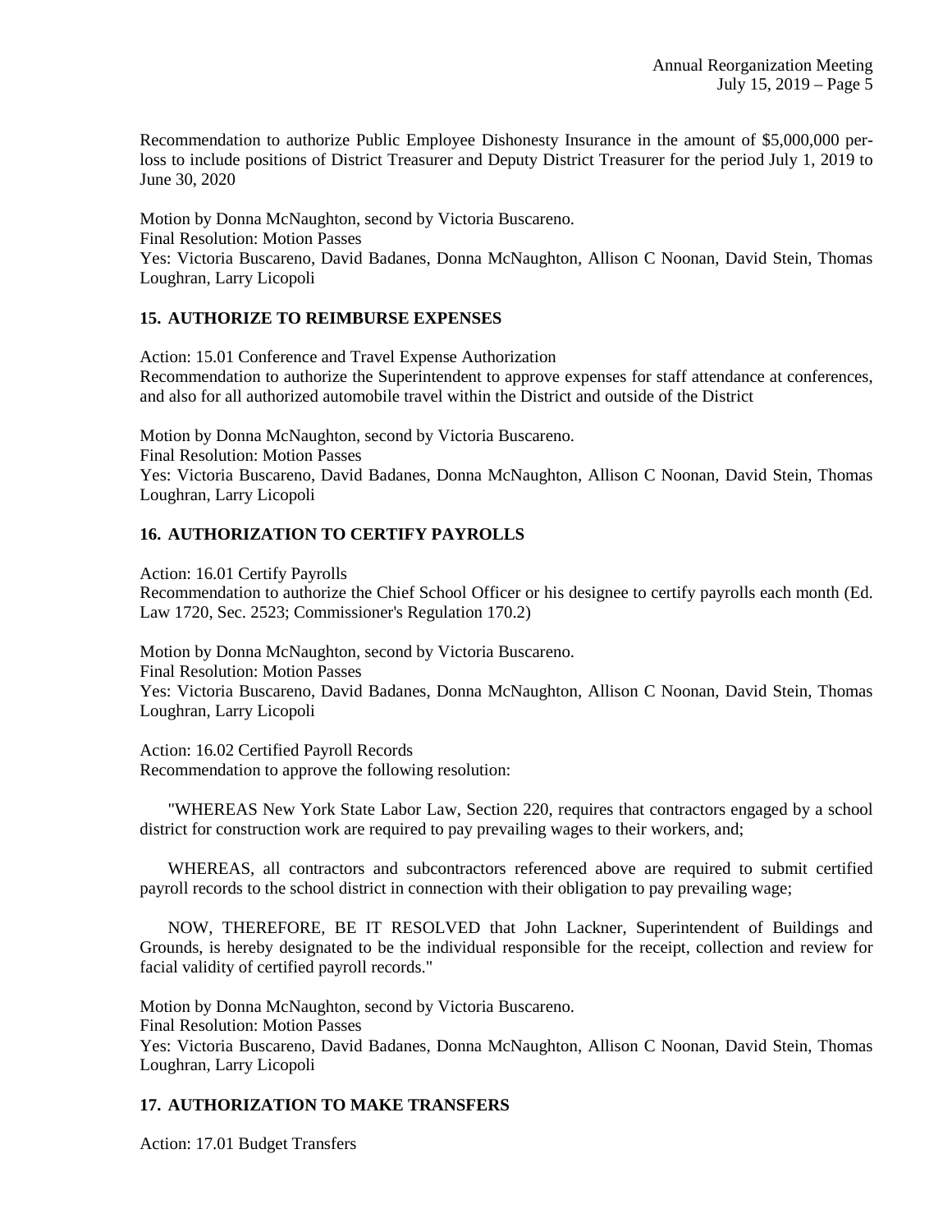Recommendation to authorize Public Employee Dishonesty Insurance in the amount of $5,000,000 per-loss to include positions of District Treasurer and Deputy District Treasurer for the period July 1, 2019 to June 30, 2020

Motion by Donna McNaughton, second by Victoria Buscareno.
Final Resolution: Motion Passes
Yes: Victoria Buscareno, David Badanes, Donna McNaughton, Allison C Noonan, David Stein, Thomas Loughran, Larry Licopoli

## 15. AUTHORIZE TO REIMBURSE EXPENSES

Action: 15.01 Conference and Travel Expense Authorization
Recommendation to authorize the Superintendent to approve expenses for staff attendance at conferences, and also for all authorized automobile travel within the District and outside of the District

Motion by Donna McNaughton, second by Victoria Buscareno.
Final Resolution: Motion Passes
Yes: Victoria Buscareno, David Badanes, Donna McNaughton, Allison C Noonan, David Stein, Thomas Loughran, Larry Licopoli

## 16. AUTHORIZATION TO CERTIFY PAYROLLS

Action: 16.01 Certify Payrolls
Recommendation to authorize the Chief School Officer or his designee to certify payrolls each month (Ed. Law 1720, Sec. 2523; Commissioner's Regulation 170.2)

Motion by Donna McNaughton, second by Victoria Buscareno.
Final Resolution: Motion Passes
Yes: Victoria Buscareno, David Badanes, Donna McNaughton, Allison C Noonan, David Stein, Thomas Loughran, Larry Licopoli

Action: 16.02 Certified Payroll Records
Recommendation to approve the following resolution:

"WHEREAS New York State Labor Law, Section 220, requires that contractors engaged by a school district for construction work are required to pay prevailing wages to their workers, and;

WHEREAS, all contractors and subcontractors referenced above are required to submit certified payroll records to the school district in connection with their obligation to pay prevailing wage;

NOW, THEREFORE, BE IT RESOLVED that John Lackner, Superintendent of Buildings and Grounds, is hereby designated to be the individual responsible for the receipt, collection and review for facial validity of certified payroll records."

Motion by Donna McNaughton, second by Victoria Buscareno.
Final Resolution: Motion Passes
Yes: Victoria Buscareno, David Badanes, Donna McNaughton, Allison C Noonan, David Stein, Thomas Loughran, Larry Licopoli

## 17. AUTHORIZATION TO MAKE TRANSFERS

Action: 17.01 Budget Transfers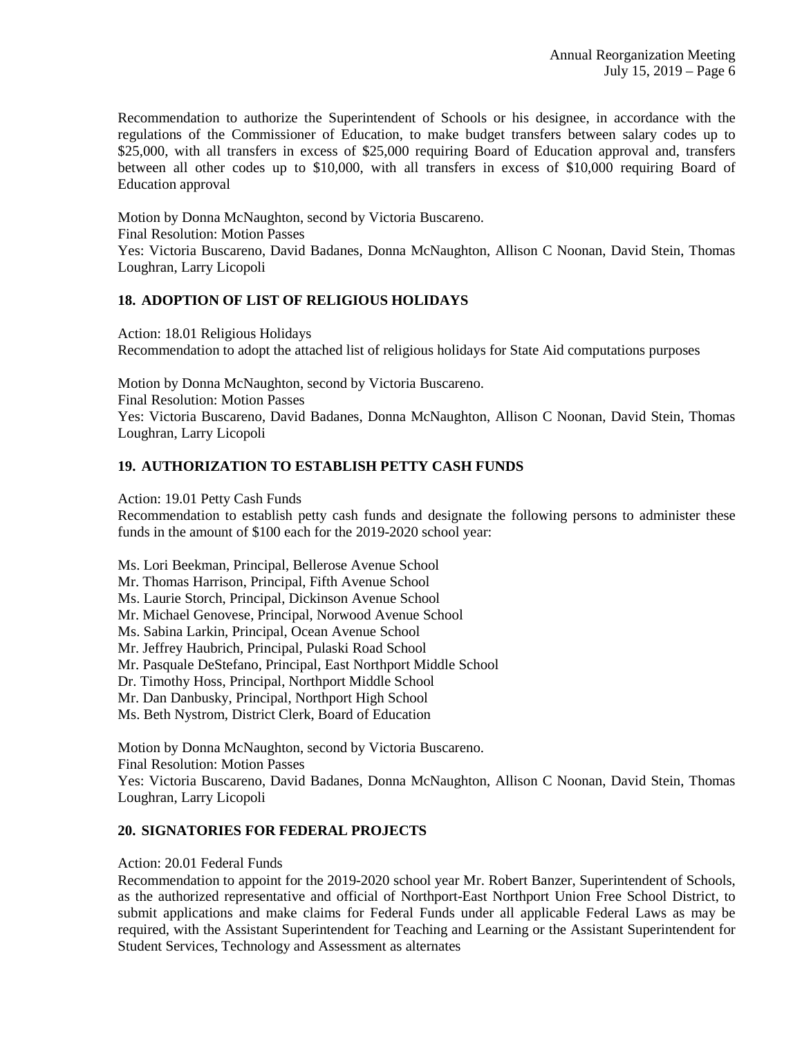Recommendation to authorize the Superintendent of Schools or his designee, in accordance with the regulations of the Commissioner of Education, to make budget transfers between salary codes up to $25,000, with all transfers in excess of $25,000 requiring Board of Education approval and, transfers between all other codes up to $10,000, with all transfers in excess of $10,000 requiring Board of Education approval

Motion by Donna McNaughton, second by Victoria Buscareno.
Final Resolution: Motion Passes
Yes: Victoria Buscareno, David Badanes, Donna McNaughton, Allison C Noonan, David Stein, Thomas Loughran, Larry Licopoli

## 18. ADOPTION OF LIST OF RELIGIOUS HOLIDAYS

Action: 18.01 Religious Holidays
Recommendation to adopt the attached list of religious holidays for State Aid computations purposes

Motion by Donna McNaughton, second by Victoria Buscareno.
Final Resolution: Motion Passes
Yes: Victoria Buscareno, David Badanes, Donna McNaughton, Allison C Noonan, David Stein, Thomas Loughran, Larry Licopoli

## 19. AUTHORIZATION TO ESTABLISH PETTY CASH FUNDS

Action: 19.01 Petty Cash Funds
Recommendation to establish petty cash funds and designate the following persons to administer these funds in the amount of $100 each for the 2019-2020 school year:

Ms. Lori Beekman, Principal, Bellerose Avenue School
Mr. Thomas Harrison, Principal, Fifth Avenue School
Ms. Laurie Storch, Principal, Dickinson Avenue School
Mr. Michael Genovese, Principal, Norwood Avenue School
Ms. Sabina Larkin, Principal, Ocean Avenue School
Mr. Jeffrey Haubrich, Principal, Pulaski Road School
Mr. Pasquale DeStefano, Principal, East Northport Middle School
Dr. Timothy Hoss, Principal, Northport Middle School
Mr. Dan Danbusky, Principal, Northport High School
Ms. Beth Nystrom, District Clerk, Board of Education

Motion by Donna McNaughton, second by Victoria Buscareno.
Final Resolution: Motion Passes
Yes: Victoria Buscareno, David Badanes, Donna McNaughton, Allison C Noonan, David Stein, Thomas Loughran, Larry Licopoli

## 20. SIGNATORIES FOR FEDERAL PROJECTS

Action: 20.01 Federal Funds
Recommendation to appoint for the 2019-2020 school year Mr. Robert Banzer, Superintendent of Schools, as the authorized representative and official of Northport-East Northport Union Free School District, to submit applications and make claims for Federal Funds under all applicable Federal Laws as may be required, with the Assistant Superintendent for Teaching and Learning or the Assistant Superintendent for Student Services, Technology and Assessment as alternates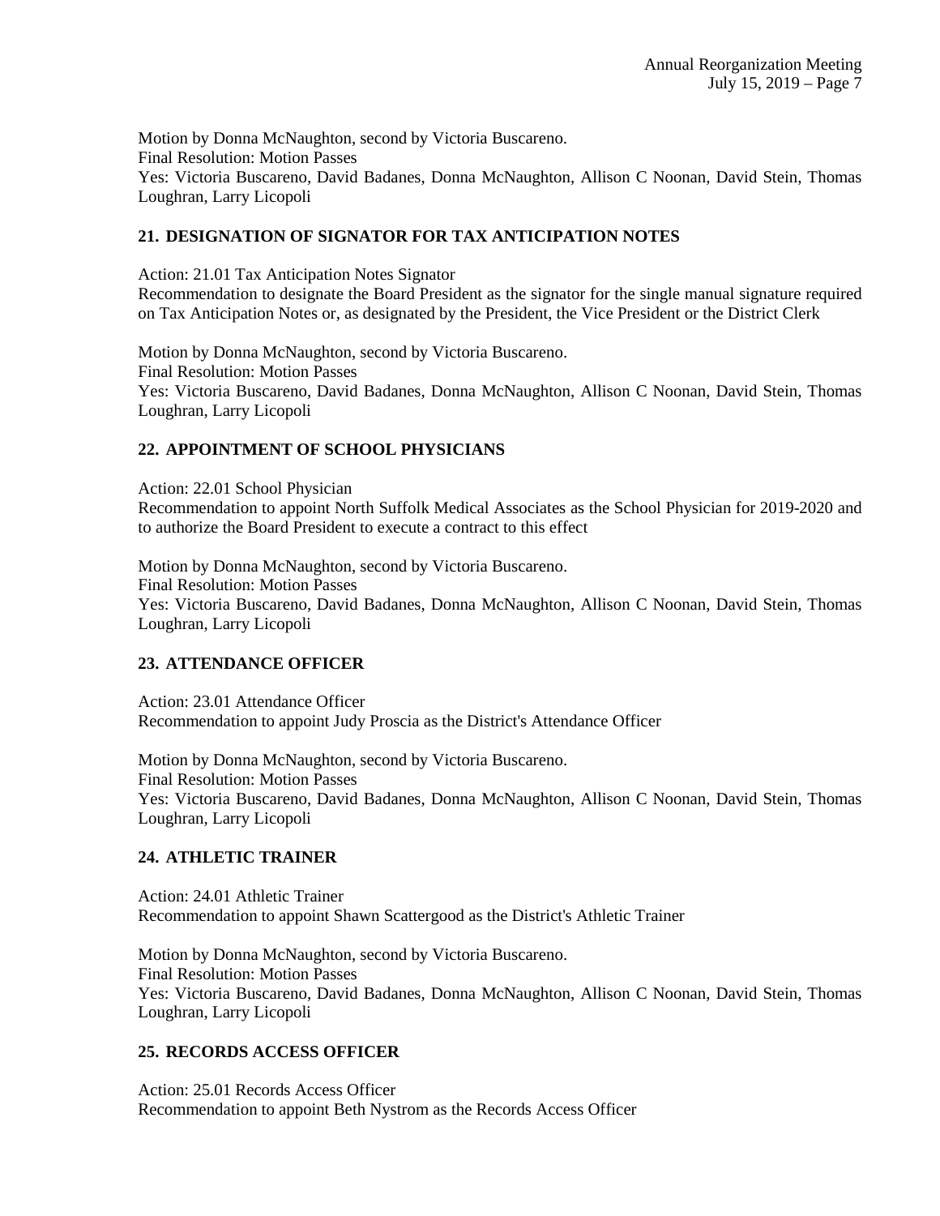Motion by Donna McNaughton, second by Victoria Buscareno.
Final Resolution: Motion Passes
Yes: Victoria Buscareno, David Badanes, Donna McNaughton, Allison C Noonan, David Stein, Thomas Loughran, Larry Licopoli

## 21. DESIGNATION OF SIGNATOR FOR TAX ANTICIPATION NOTES

Action: 21.01 Tax Anticipation Notes Signator
Recommendation to designate the Board President as the signator for the single manual signature required on Tax Anticipation Notes or, as designated by the President, the Vice President or the District Clerk

Motion by Donna McNaughton, second by Victoria Buscareno.
Final Resolution: Motion Passes
Yes: Victoria Buscareno, David Badanes, Donna McNaughton, Allison C Noonan, David Stein, Thomas Loughran, Larry Licopoli

## 22. APPOINTMENT OF SCHOOL PHYSICIANS

Action: 22.01 School Physician
Recommendation to appoint North Suffolk Medical Associates as the School Physician for 2019-2020 and to authorize the Board President to execute a contract to this effect

Motion by Donna McNaughton, second by Victoria Buscareno.
Final Resolution: Motion Passes
Yes: Victoria Buscareno, David Badanes, Donna McNaughton, Allison C Noonan, David Stein, Thomas Loughran, Larry Licopoli

## 23. ATTENDANCE OFFICER

Action: 23.01 Attendance Officer
Recommendation to appoint Judy Proscia as the District's Attendance Officer

Motion by Donna McNaughton, second by Victoria Buscareno.
Final Resolution: Motion Passes
Yes: Victoria Buscareno, David Badanes, Donna McNaughton, Allison C Noonan, David Stein, Thomas Loughran, Larry Licopoli

## 24. ATHLETIC TRAINER

Action: 24.01 Athletic Trainer
Recommendation to appoint Shawn Scattergood as the District's Athletic Trainer

Motion by Donna McNaughton, second by Victoria Buscareno.
Final Resolution: Motion Passes
Yes: Victoria Buscareno, David Badanes, Donna McNaughton, Allison C Noonan, David Stein, Thomas Loughran, Larry Licopoli

## 25. RECORDS ACCESS OFFICER

Action: 25.01 Records Access Officer
Recommendation to appoint Beth Nystrom as the Records Access Officer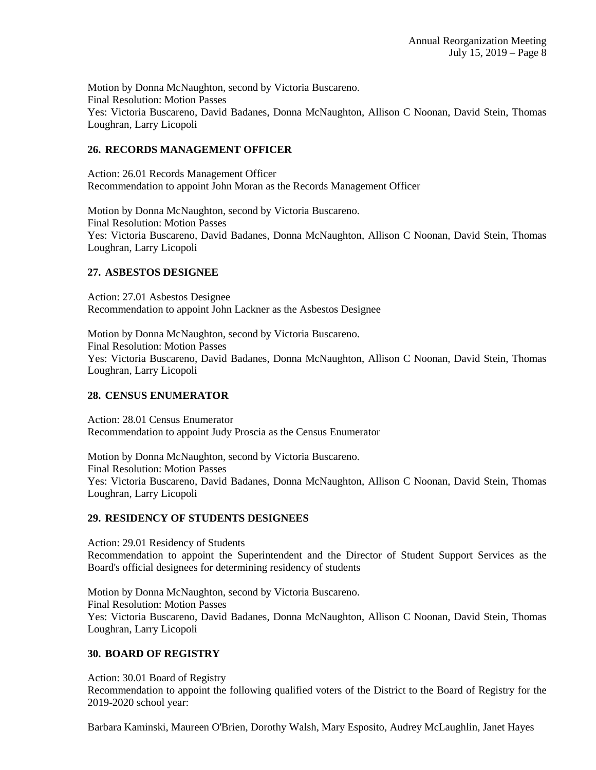Motion by Donna McNaughton, second by Victoria Buscareno.
Final Resolution: Motion Passes
Yes: Victoria Buscareno, David Badanes, Donna McNaughton, Allison C Noonan, David Stein, Thomas Loughran, Larry Licopoli

## 26. RECORDS MANAGEMENT OFFICER

Action: 26.01 Records Management Officer
Recommendation to appoint John Moran as the Records Management Officer

Motion by Donna McNaughton, second by Victoria Buscareno.
Final Resolution: Motion Passes
Yes: Victoria Buscareno, David Badanes, Donna McNaughton, Allison C Noonan, David Stein, Thomas Loughran, Larry Licopoli

## 27. ASBESTOS DESIGNEE

Action: 27.01 Asbestos Designee
Recommendation to appoint John Lackner as the Asbestos Designee

Motion by Donna McNaughton, second by Victoria Buscareno.
Final Resolution: Motion Passes
Yes: Victoria Buscareno, David Badanes, Donna McNaughton, Allison C Noonan, David Stein, Thomas Loughran, Larry Licopoli

## 28. CENSUS ENUMERATOR

Action: 28.01 Census Enumerator
Recommendation to appoint Judy Proscia as the Census Enumerator

Motion by Donna McNaughton, second by Victoria Buscareno.
Final Resolution: Motion Passes
Yes: Victoria Buscareno, David Badanes, Donna McNaughton, Allison C Noonan, David Stein, Thomas Loughran, Larry Licopoli

## 29. RESIDENCY OF STUDENTS DESIGNEES

Action: 29.01 Residency of Students
Recommendation to appoint the Superintendent and the Director of Student Support Services as the Board's official designees for determining residency of students

Motion by Donna McNaughton, second by Victoria Buscareno.
Final Resolution: Motion Passes
Yes: Victoria Buscareno, David Badanes, Donna McNaughton, Allison C Noonan, David Stein, Thomas Loughran, Larry Licopoli

## 30. BOARD OF REGISTRY

Action: 30.01 Board of Registry
Recommendation to appoint the following qualified voters of the District to the Board of Registry for the 2019-2020 school year:

Barbara Kaminski, Maureen O'Brien, Dorothy Walsh, Mary Esposito, Audrey McLaughlin, Janet Hayes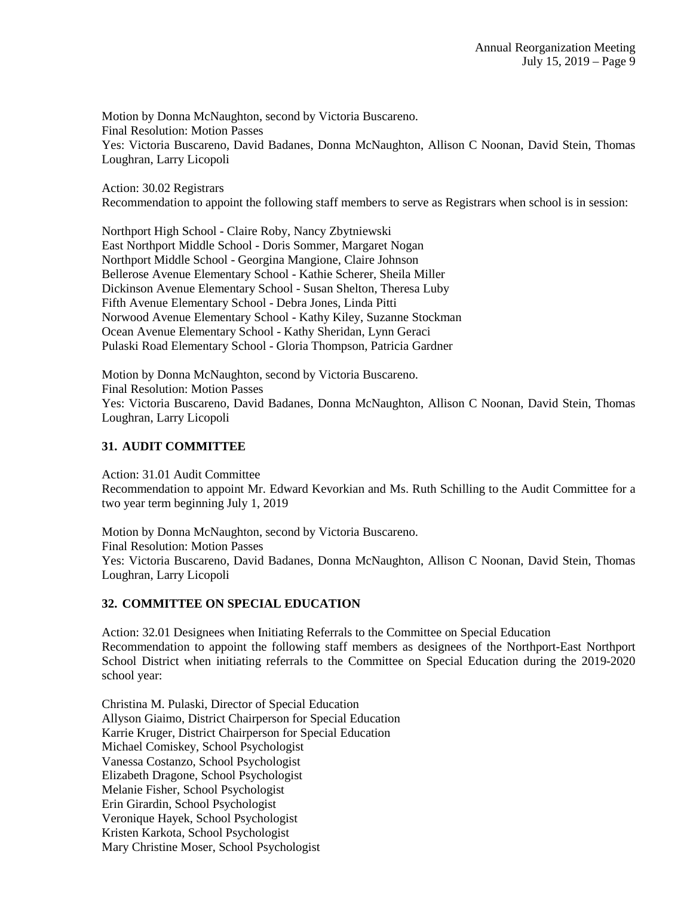Motion by Donna McNaughton, second by Victoria Buscareno.
Final Resolution: Motion Passes
Yes: Victoria Buscareno, David Badanes, Donna McNaughton, Allison C Noonan, David Stein, Thomas Loughran, Larry Licopoli

Action: 30.02 Registrars
Recommendation to appoint the following staff members to serve as Registrars when school is in session:

Northport High School - Claire Roby, Nancy Zbytniewski
East Northport Middle School - Doris Sommer, Margaret Nogan
Northport Middle School - Georgina Mangione, Claire Johnson
Bellerose Avenue Elementary School - Kathie Scherer, Sheila Miller
Dickinson Avenue Elementary School - Susan Shelton, Theresa Luby
Fifth Avenue Elementary School - Debra Jones, Linda Pitti
Norwood Avenue Elementary School - Kathy Kiley, Suzanne Stockman
Ocean Avenue Elementary School - Kathy Sheridan, Lynn Geraci
Pulaski Road Elementary School - Gloria Thompson, Patricia Gardner

Motion by Donna McNaughton, second by Victoria Buscareno.
Final Resolution: Motion Passes
Yes: Victoria Buscareno, David Badanes, Donna McNaughton, Allison C Noonan, David Stein, Thomas Loughran, Larry Licopoli

## 31. AUDIT COMMITTEE

Action: 31.01 Audit Committee
Recommendation to appoint Mr. Edward Kevorkian and Ms. Ruth Schilling to the Audit Committee for a two year term beginning July 1, 2019

Motion by Donna McNaughton, second by Victoria Buscareno.
Final Resolution: Motion Passes
Yes: Victoria Buscareno, David Badanes, Donna McNaughton, Allison C Noonan, David Stein, Thomas Loughran, Larry Licopoli

## 32. COMMITTEE ON SPECIAL EDUCATION

Action: 32.01 Designees when Initiating Referrals to the Committee on Special Education
Recommendation to appoint the following staff members as designees of the Northport-East Northport School District when initiating referrals to the Committee on Special Education during the 2019-2020 school year:

Christina M. Pulaski, Director of Special Education
Allyson Giaimo, District Chairperson for Special Education
Karrie Kruger, District Chairperson for Special Education
Michael Comiskey, School Psychologist
Vanessa Costanzo, School Psychologist
Elizabeth Dragone, School Psychologist
Melanie Fisher, School Psychologist
Erin Girardin, School Psychologist
Veronique Hayek, School Psychologist
Kristen Karkota, School Psychologist
Mary Christine Moser, School Psychologist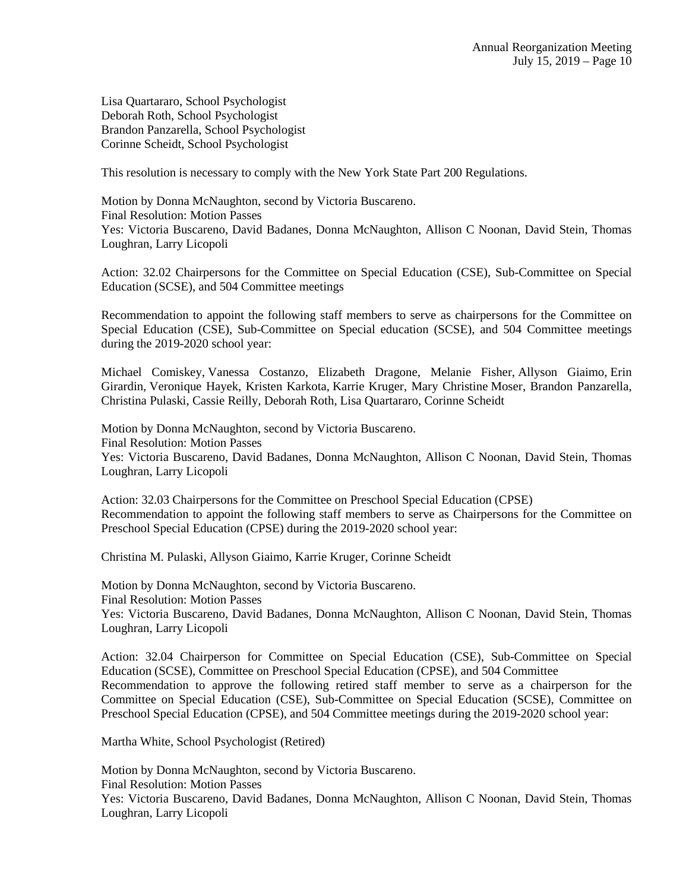Lisa Quartararo, School Psychologist
Deborah Roth, School Psychologist
Brandon Panzarella, School Psychologist
Corinne Scheidt, School Psychologist

This resolution is necessary to comply with the New York State Part 200 Regulations.

Motion by Donna McNaughton, second by Victoria Buscareno.
Final Resolution: Motion Passes
Yes: Victoria Buscareno, David Badanes, Donna McNaughton, Allison C Noonan, David Stein, Thomas Loughran, Larry Licopoli

Action: 32.02 Chairpersons for the Committee on Special Education (CSE), Sub-Committee on Special Education (SCSE), and 504 Committee meetings

Recommendation to appoint the following staff members to serve as chairpersons for the Committee on Special Education (CSE), Sub-Committee on Special education (SCSE), and 504 Committee meetings during the 2019-2020 school year:

Michael Comiskey, Vanessa Costanzo, Elizabeth Dragone, Melanie Fisher, Allyson Giaimo, Erin Girardin, Veronique Hayek, Kristen Karkota, Karrie Kruger, Mary Christine Moser, Brandon Panzarella, Christina Pulaski, Cassie Reilly, Deborah Roth, Lisa Quartararo, Corinne Scheidt

Motion by Donna McNaughton, second by Victoria Buscareno.
Final Resolution: Motion Passes
Yes: Victoria Buscareno, David Badanes, Donna McNaughton, Allison C Noonan, David Stein, Thomas Loughran, Larry Licopoli

Action: 32.03 Chairpersons for the Committee on Preschool Special Education (CPSE)
Recommendation to appoint the following staff members to serve as Chairpersons for the Committee on Preschool Special Education (CPSE) during the 2019-2020 school year:

Christina M. Pulaski, Allyson Giaimo, Karrie Kruger, Corinne Scheidt

Motion by Donna McNaughton, second by Victoria Buscareno.
Final Resolution: Motion Passes
Yes: Victoria Buscareno, David Badanes, Donna McNaughton, Allison C Noonan, David Stein, Thomas Loughran, Larry Licopoli

Action: 32.04 Chairperson for Committee on Special Education (CSE), Sub-Committee on Special Education (SCSE), Committee on Preschool Special Education (CPSE), and 504 Committee
Recommendation to approve the following retired staff member to serve as a chairperson for the Committee on Special Education (CSE), Sub-Committee on Special Education (SCSE), Committee on Preschool Special Education (CPSE), and 504 Committee meetings during the 2019-2020 school year:

Martha White, School Psychologist (Retired)

Motion by Donna McNaughton, second by Victoria Buscareno.
Final Resolution: Motion Passes
Yes: Victoria Buscareno, David Badanes, Donna McNaughton, Allison C Noonan, David Stein, Thomas Loughran, Larry Licopoli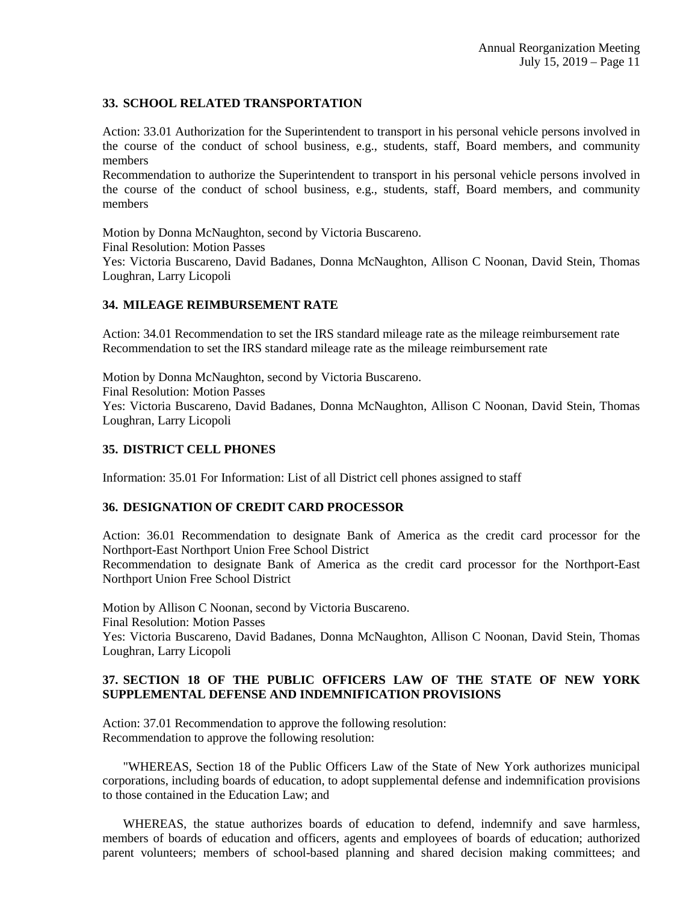## 33. SCHOOL RELATED TRANSPORTATION

Action: 33.01 Authorization for the Superintendent to transport in his personal vehicle persons involved in the course of the conduct of school business, e.g., students, staff, Board members, and community members

Recommendation to authorize the Superintendent to transport in his personal vehicle persons involved in the course of the conduct of school business, e.g., students, staff, Board members, and community members

Motion by Donna McNaughton, second by Victoria Buscareno.

Final Resolution: Motion Passes

Yes: Victoria Buscareno, David Badanes, Donna McNaughton, Allison C Noonan, David Stein, Thomas Loughran, Larry Licopoli

## 34. MILEAGE REIMBURSEMENT RATE

Action: 34.01 Recommendation to set the IRS standard mileage rate as the mileage reimbursement rate

Recommendation to set the IRS standard mileage rate as the mileage reimbursement rate

Motion by Donna McNaughton, second by Victoria Buscareno.

Final Resolution: Motion Passes

Yes: Victoria Buscareno, David Badanes, Donna McNaughton, Allison C Noonan, David Stein, Thomas Loughran, Larry Licopoli

## 35. DISTRICT CELL PHONES

Information: 35.01 For Information: List of all District cell phones assigned to staff

## 36. DESIGNATION OF CREDIT CARD PROCESSOR

Action: 36.01 Recommendation to designate Bank of America as the credit card processor for the Northport-East Northport Union Free School District

Recommendation to designate Bank of America as the credit card processor for the Northport-East Northport Union Free School District

Motion by Allison C Noonan, second by Victoria Buscareno.

Final Resolution: Motion Passes

Yes: Victoria Buscareno, David Badanes, Donna McNaughton, Allison C Noonan, David Stein, Thomas Loughran, Larry Licopoli

## 37. SECTION 18 OF THE PUBLIC OFFICERS LAW OF THE STATE OF NEW YORK SUPPLEMENTAL DEFENSE AND INDEMNIFICATION PROVISIONS

Action: 37.01 Recommendation to approve the following resolution:

Recommendation to approve the following resolution:

"WHEREAS, Section 18 of the Public Officers Law of the State of New York authorizes municipal corporations, including boards of education, to adopt supplemental defense and indemnification provisions to those contained in the Education Law; and

WHEREAS, the statue authorizes boards of education to defend, indemnify and save harmless, members of boards of education and officers, agents and employees of boards of education; authorized parent volunteers; members of school-based planning and shared decision making committees; and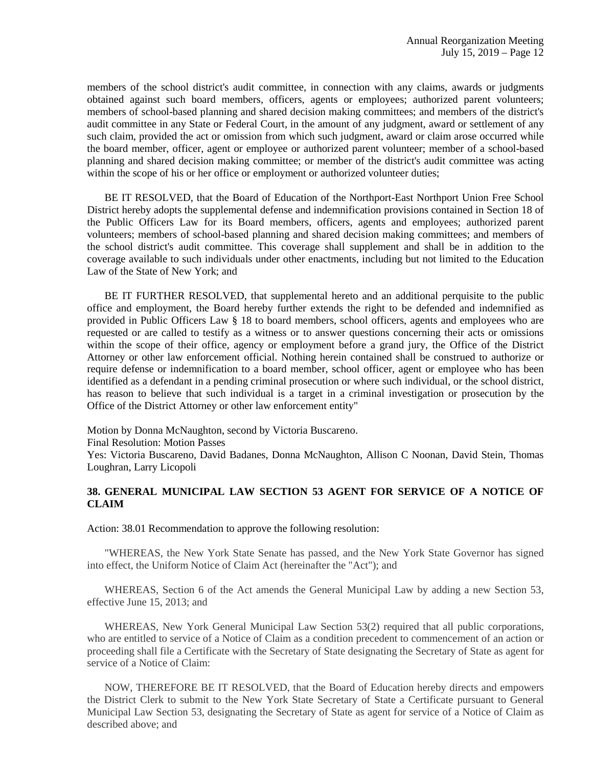members of the school district's audit committee, in connection with any claims, awards or judgments obtained against such board members, officers, agents or employees; authorized parent volunteers; members of school-based planning and shared decision making committees; and members of the district's audit committee in any State or Federal Court, in the amount of any judgment, award or settlement of any such claim, provided the act or omission from which such judgment, award or claim arose occurred while the board member, officer, agent or employee or authorized parent volunteer; member of a school-based planning and shared decision making committee; or member of the district's audit committee was acting within the scope of his or her office or employment or authorized volunteer duties;

BE IT RESOLVED, that the Board of Education of the Northport-East Northport Union Free School District hereby adopts the supplemental defense and indemnification provisions contained in Section 18 of the Public Officers Law for its Board members, officers, agents and employees; authorized parent volunteers; members of school-based planning and shared decision making committees; and members of the school district's audit committee. This coverage shall supplement and shall be in addition to the coverage available to such individuals under other enactments, including but not limited to the Education Law of the State of New York; and

BE IT FURTHER RESOLVED, that supplemental hereto and an additional perquisite to the public office and employment, the Board hereby further extends the right to be defended and indemnified as provided in Public Officers Law § 18 to board members, school officers, agents and employees who are requested or are called to testify as a witness or to answer questions concerning their acts or omissions within the scope of their office, agency or employment before a grand jury, the Office of the District Attorney or other law enforcement official. Nothing herein contained shall be construed to authorize or require defense or indemnification to a board member, school officer, agent or employee who has been identified as a defendant in a pending criminal prosecution or where such individual, or the school district, has reason to believe that such individual is a target in a criminal investigation or prosecution by the Office of the District Attorney or other law enforcement entity"

Motion by Donna McNaughton, second by Victoria Buscareno.
Final Resolution: Motion Passes
Yes: Victoria Buscareno, David Badanes, Donna McNaughton, Allison C Noonan, David Stein, Thomas Loughran, Larry Licopoli

**38. GENERAL MUNICIPAL LAW SECTION 53 AGENT FOR SERVICE OF A NOTICE OF CLAIM**

Action: 38.01 Recommendation to approve the following resolution:

"WHEREAS, the New York State Senate has passed, and the New York State Governor has signed into effect, the Uniform Notice of Claim Act (hereinafter the "Act"); and

WHEREAS, Section 6 of the Act amends the General Municipal Law by adding a new Section 53, effective June 15, 2013; and

WHEREAS, New York General Municipal Law Section 53(2) required that all public corporations, who are entitled to service of a Notice of Claim as a condition precedent to commencement of an action or proceeding shall file a Certificate with the Secretary of State designating the Secretary of State as agent for service of a Notice of Claim:

NOW, THEREFORE BE IT RESOLVED, that the Board of Education hereby directs and empowers the District Clerk to submit to the New York State Secretary of State a Certificate pursuant to General Municipal Law Section 53, designating the Secretary of State as agent for service of a Notice of Claim as described above; and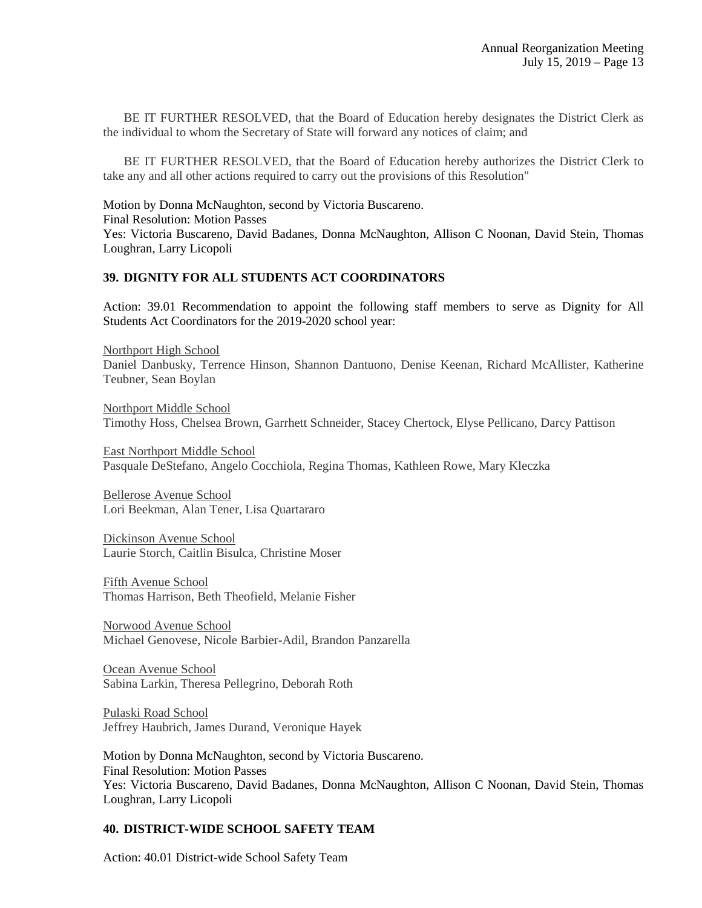BE IT FURTHER RESOLVED, that the Board of Education hereby designates the District Clerk as the individual to whom the Secretary of State will forward any notices of claim; and

BE IT FURTHER RESOLVED, that the Board of Education hereby authorizes the District Clerk to take any and all other actions required to carry out the provisions of this Resolution"

Motion by Donna McNaughton, second by Victoria Buscareno.
Final Resolution: Motion Passes
Yes: Victoria Buscareno, David Badanes, Donna McNaughton, Allison C Noonan, David Stein, Thomas Loughran, Larry Licopoli

## 39. DIGNITY FOR ALL STUDENTS ACT COORDINATORS

Action: 39.01 Recommendation to appoint the following staff members to serve as Dignity for All Students Act Coordinators for the 2019-2020 school year:

Northport High School
Daniel Danbusky, Terrence Hinson, Shannon Dantuono, Denise Keenan, Richard McAllister, Katherine Teubner, Sean Boylan

Northport Middle School
Timothy Hoss, Chelsea Brown, Garrhett Schneider, Stacey Chertock, Elyse Pellicano, Darcy Pattison

East Northport Middle School
Pasquale DeStefano, Angelo Cocchiola, Regina Thomas, Kathleen Rowe, Mary Kleczka

Bellerose Avenue School
Lori Beekman, Alan Tener, Lisa Quartararo

Dickinson Avenue School
Laurie Storch, Caitlin Bisulca, Christine Moser

Fifth Avenue School
Thomas Harrison, Beth Theofield, Melanie Fisher

Norwood Avenue School
Michael Genovese, Nicole Barbier-Adil, Brandon Panzarella

Ocean Avenue School
Sabina Larkin, Theresa Pellegrino, Deborah Roth

Pulaski Road School
Jeffrey Haubrich, James Durand, Veronique Hayek

Motion by Donna McNaughton, second by Victoria Buscareno.
Final Resolution: Motion Passes
Yes: Victoria Buscareno, David Badanes, Donna McNaughton, Allison C Noonan, David Stein, Thomas Loughran, Larry Licopoli

## 40. DISTRICT-WIDE SCHOOL SAFETY TEAM

Action: 40.01 District-wide School Safety Team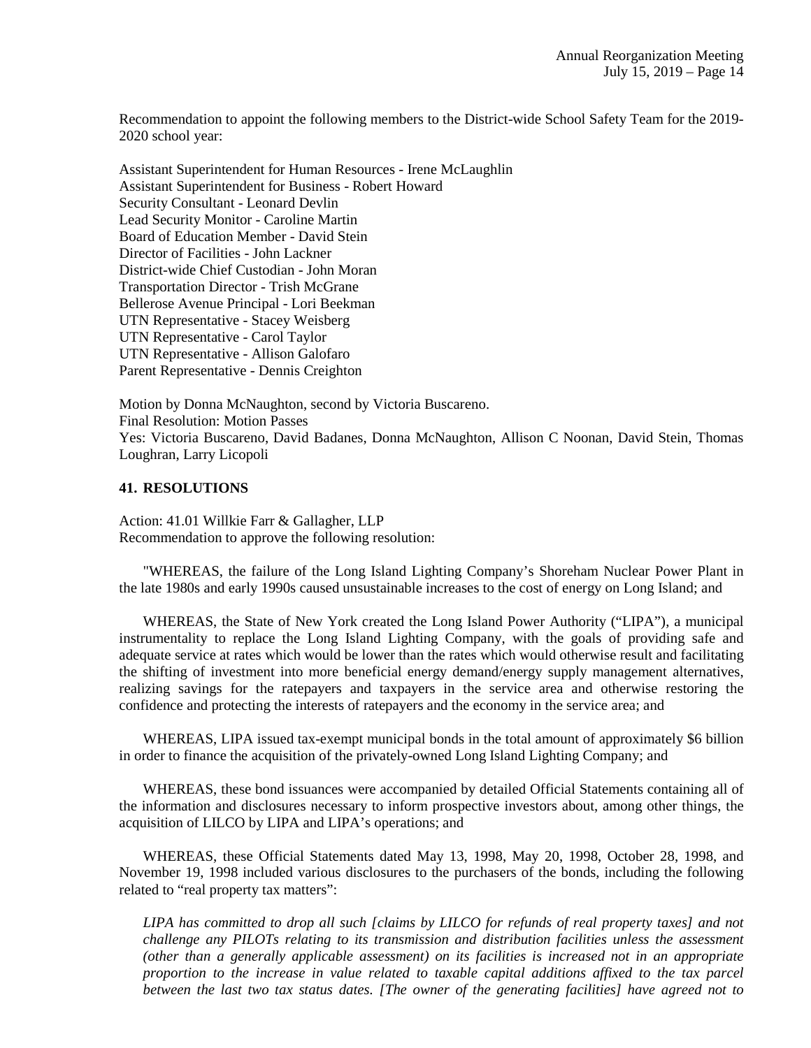Recommendation to appoint the following members to the District-wide School Safety Team for the 2019-2020 school year:

Assistant Superintendent for Human Resources - Irene McLaughlin
Assistant Superintendent for Business - Robert Howard
Security Consultant - Leonard Devlin
Lead Security Monitor - Caroline Martin
Board of Education Member - David Stein
Director of Facilities - John Lackner
District-wide Chief Custodian - John Moran
Transportation Director - Trish McGrane
Bellerose Avenue Principal - Lori Beekman
UTN Representative - Stacey Weisberg
UTN Representative - Carol Taylor
UTN Representative - Allison Galofaro
Parent Representative - Dennis Creighton

Motion by Donna McNaughton, second by Victoria Buscareno.
Final Resolution: Motion Passes
Yes: Victoria Buscareno, David Badanes, Donna McNaughton, Allison C Noonan, David Stein, Thomas Loughran, Larry Licopoli

## 41. RESOLUTIONS

Action: 41.01 Willkie Farr & Gallagher, LLP
Recommendation to approve the following resolution:

"WHEREAS, the failure of the Long Island Lighting Company's Shoreham Nuclear Power Plant in the late 1980s and early 1990s caused unsustainable increases to the cost of energy on Long Island; and

WHEREAS, the State of New York created the Long Island Power Authority ("LIPA"), a municipal instrumentality to replace the Long Island Lighting Company, with the goals of providing safe and adequate service at rates which would be lower than the rates which would otherwise result and facilitating the shifting of investment into more beneficial energy demand/energy supply management alternatives, realizing savings for the ratepayers and taxpayers in the service area and otherwise restoring the confidence and protecting the interests of ratepayers and the economy in the service area; and

WHEREAS, LIPA issued tax-exempt municipal bonds in the total amount of approximately $6 billion in order to finance the acquisition of the privately-owned Long Island Lighting Company; and

WHEREAS, these bond issuances were accompanied by detailed Official Statements containing all of the information and disclosures necessary to inform prospective investors about, among other things, the acquisition of LILCO by LIPA and LIPA's operations; and

WHEREAS, these Official Statements dated May 13, 1998, May 20, 1998, October 28, 1998, and November 19, 1998 included various disclosures to the purchasers of the bonds, including the following related to "real property tax matters":

*LIPA has committed to drop all such [claims by LILCO for refunds of real property taxes] and not challenge any PILOTs relating to its transmission and distribution facilities unless the assessment (other than a generally applicable assessment) on its facilities is increased not in an appropriate proportion to the increase in value related to taxable capital additions affixed to the tax parcel between the last two tax status dates. [The owner of the generating facilities] have agreed not to*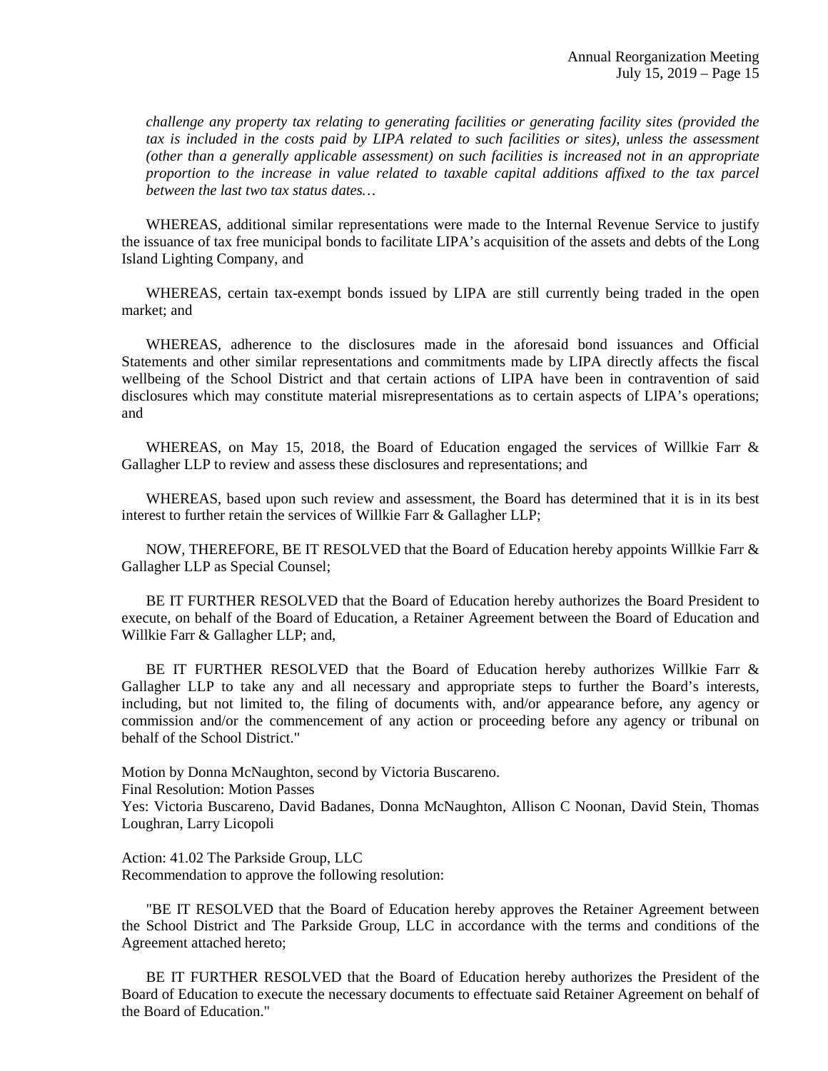*challenge any property tax relating to generating facilities or generating facility sites (provided the tax is included in the costs paid by LIPA related to such facilities or sites), unless the assessment (other than a generally applicable assessment) on such facilities is increased not in an appropriate proportion to the increase in value related to taxable capital additions affixed to the tax parcel between the last two tax status dates…*

WHEREAS, additional similar representations were made to the Internal Revenue Service to justify the issuance of tax free municipal bonds to facilitate LIPA's acquisition of the assets and debts of the Long Island Lighting Company, and

WHEREAS, certain tax-exempt bonds issued by LIPA are still currently being traded in the open market; and

WHEREAS, adherence to the disclosures made in the aforesaid bond issuances and Official Statements and other similar representations and commitments made by LIPA directly affects the fiscal wellbeing of the School District and that certain actions of LIPA have been in contravention of said disclosures which may constitute material misrepresentations as to certain aspects of LIPA's operations; and

WHEREAS, on May 15, 2018, the Board of Education engaged the services of Willkie Farr & Gallagher LLP to review and assess these disclosures and representations; and

WHEREAS, based upon such review and assessment, the Board has determined that it is in its best interest to further retain the services of Willkie Farr & Gallagher LLP;

NOW, THEREFORE, BE IT RESOLVED that the Board of Education hereby appoints Willkie Farr & Gallagher LLP as Special Counsel;

BE IT FURTHER RESOLVED that the Board of Education hereby authorizes the Board President to execute, on behalf of the Board of Education, a Retainer Agreement between the Board of Education and Willkie Farr & Gallagher LLP; and,

BE IT FURTHER RESOLVED that the Board of Education hereby authorizes Willkie Farr & Gallagher LLP to take any and all necessary and appropriate steps to further the Board's interests, including, but not limited to, the filing of documents with, and/or appearance before, any agency or commission and/or the commencement of any action or proceeding before any agency or tribunal on behalf of the School District."

Motion by Donna McNaughton, second by Victoria Buscareno.
Final Resolution: Motion Passes
Yes: Victoria Buscareno, David Badanes, Donna McNaughton, Allison C Noonan, David Stein, Thomas Loughran, Larry Licopoli

Action: 41.02 The Parkside Group, LLC
Recommendation to approve the following resolution:

"BE IT RESOLVED that the Board of Education hereby approves the Retainer Agreement between the School District and The Parkside Group, LLC in accordance with the terms and conditions of the Agreement attached hereto;

BE IT FURTHER RESOLVED that the Board of Education hereby authorizes the President of the Board of Education to execute the necessary documents to effectuate said Retainer Agreement on behalf of the Board of Education."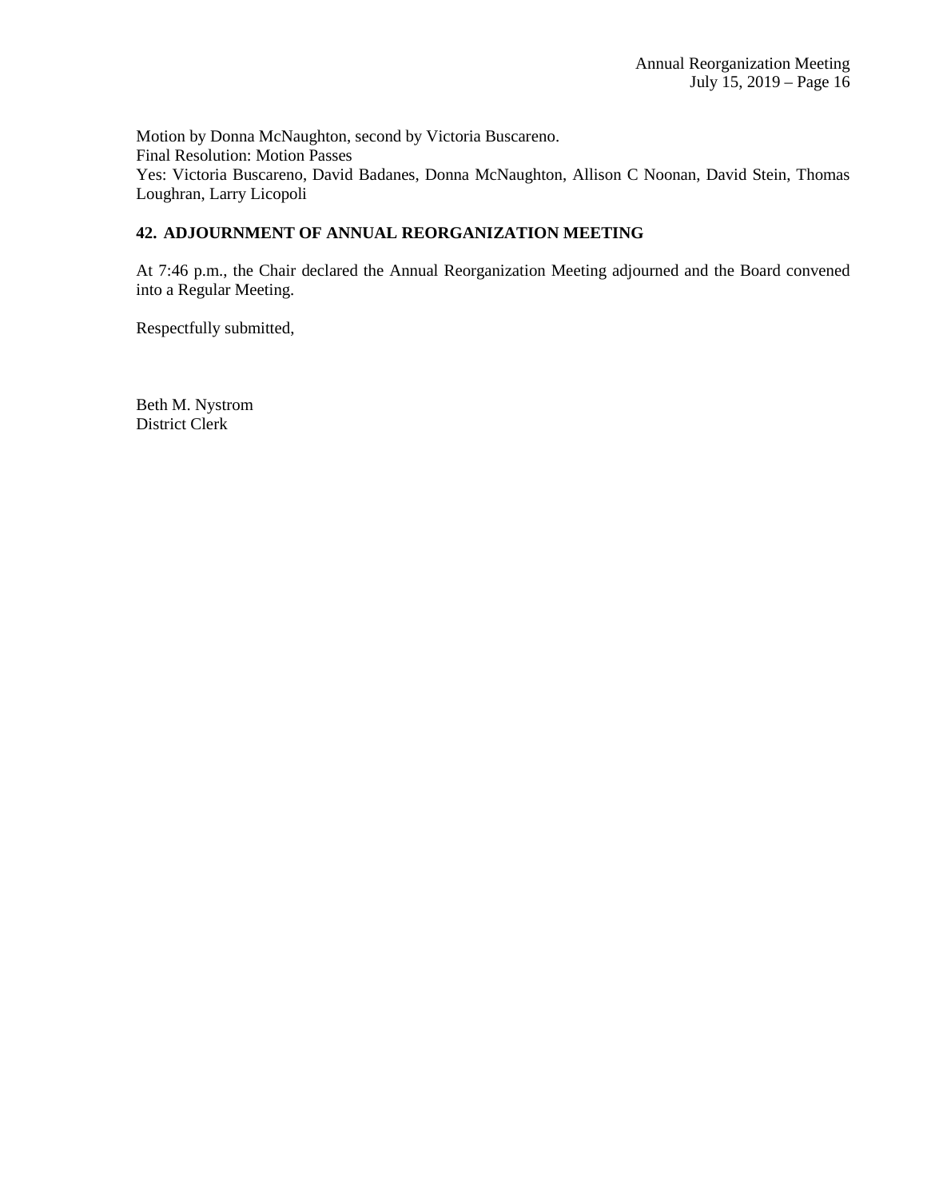Motion by Donna McNaughton, second by Victoria Buscareno.
Final Resolution: Motion Passes
Yes: Victoria Buscareno, David Badanes, Donna McNaughton, Allison C Noonan, David Stein, Thomas Loughran, Larry Licopoli

**42. ADJOURNMENT OF ANNUAL REORGANIZATION MEETING**

At 7:46 p.m., the Chair declared the Annual Reorganization Meeting adjourned and the Board convened into a Regular Meeting.

Respectfully submitted,

Beth M. Nystrom
District Clerk